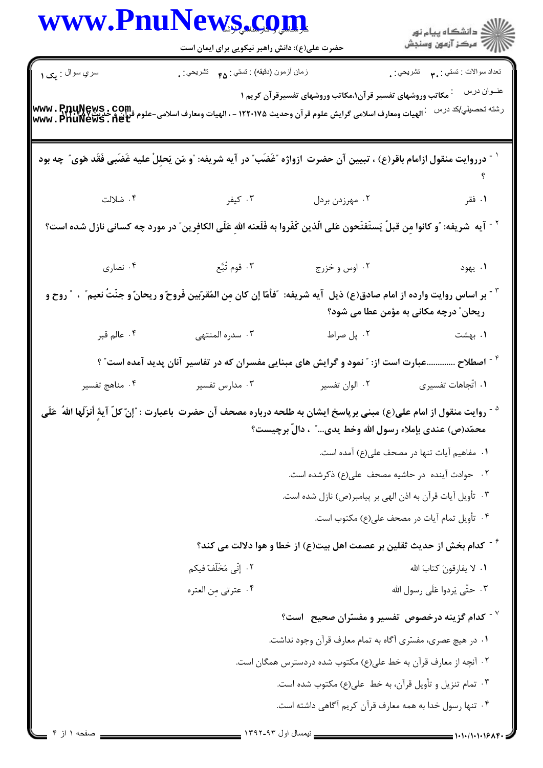سري سوال : یک ۱

زمان آزمون (دقیقه) : تستی : ۴۵ تشریحی : ۰

تعداد سوالات : تستی : ۳۰ تشریحی : ۰

عنـوان درس : مکاتب وروشهای تفسیر قرآن۱،مکاتب وروشهای تفسیرقرآن کریم ۱

رشته تحصیلی/کد درس : الهیات ومعارف اسلامی گرایش علوم قرآن وحدیث ۱۲۲۰۱۷۵ - ، الهیات ومعارف اسلامی-علوم قرآن و حدیث۱۲۲۰۴۸۷

۱ - درروایت منقول ازامام باقر(ع) ، تبیین آن حضرت ازواژه "غَضَب" در آیه شریفه: "و مَن یَحلِلْ علیه غَضَبی فَقَد هَوی" چه بود ؟

۱. فقر
۲. مهرزدن بردل
۳. کیفر
۴. ضلالت

۲ - آیه شریفه: "و کانوا مِن قبلُ یَستَفتَحون علی الّذین کَفَروا به فَلَعنه اللهِ عَلَی الکافِرین" در مورد چه کسانی نازل شده است؟

۱. یهود
۲. اوس و خزرج
۳. قوم تُبَّع
۴. نصاری

۳ - بر اساس روایت وارده از امام صادق(ع) ذیل آیه شریفه: "فَأمّا إن کان مِن المُقرّبین فَروحٌ و ریحانٌ و جنّتُ نعیم" ، "روح و ریحان" درچه مکانی به مؤمن عطا می شود؟

۱. بهشت
۲. پل صراط
۳. سدره المنتهی
۴. عالم قبر

۴ - اصطلاح .............عبارت است از: "نمود و گرایش های مبنایی مفسران که در تفاسیر آنان پدید آمده است" ؟

۱. اتّجاهات تفسیری
۲. الوان تفسیر
۳. مدارس تفسیر
۴. مناهج تفسیر

۵ - روایت منقول از امام علی(ع) مبنی برپاسخ ایشان به طلحه درباره مصحف آن حضرت باعبارت : "إنّ کلّ آیهٍ أنزَلَها اللهُ عَلَی محمّد(ص) عندی بإملاء رسول الله وخط یدی..." ، دالّ برچیست؟

۱. مفاهیم آیات تنها در مصحف علی(ع) آمده است.
۲. حوادث آینده در حاشیه مصحف علی(ع) ذکرشده است.
۳. تأویل آیات قرآن به اذن الهی بر پیامبر(ص) نازل شده است.
۴. تأویل تمام آیات در مصحف علی(ع) مکتوب است.

۶ - کدام بخش از حدیث ثقلین بر عصمت اهل بیت(ع) از خطا و هوا دلالت می کند؟

۱. لا یفارقون کتابَ الله
۲. إنّی مُخَلّفٌ فیکم
۳. حتّی یَردوا عَلَی رسول الله
۴. عترتی مِن العتره

۷ - کدام گزینه درخصوص تفسیر و مفسّران صحیح است؟

۱. در هیچ عصری، مفسّری آگاه به تمام معارف قرآن وجود نداشت.
۲. آنچه از معارف قرآن به خط علی(ع) مکتوب شده دردسترس همگان است.
۳. تمام تنزیل و تأویل قرآن، به خط علی(ع) مکتوب شده است.
۴. تنها رسول خدا به همه معارف قرآن کریم آگاهی داشته است.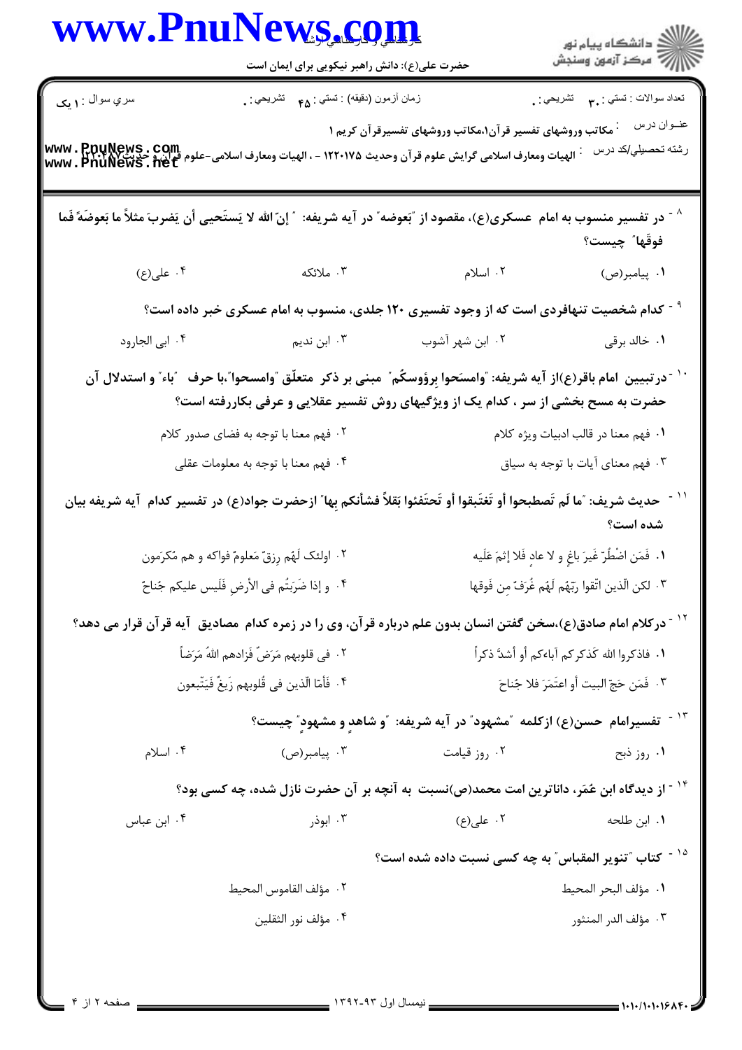۸- در تفسیر منسوب به امام عسکری(ع)، مقصود از "بَعوضه" در آیه شریفه: " إنّ الله لا یَستَحیی أن یَضربَ مثلاً ما بَعوضَهً فَما فوقَها" چیست؟

۱. پیامبر(ص)
۲. اسلام
۳. ملائکه
۴. علی(ع)

۹- کدام شخصیت تنهافردی است که از وجود تفسیری ۱۲۰ جلدی، منسوب به امام عسکری خبر داده است؟

۱. خالد برقی
۲. ابن شهر آشوب
۳. ابن ندیم
۴. ابی الجارود

۱۰- درتبیین امام باقر(ع)از آیه شریفه: "وامسَحوا بِرؤوسکُم" مبنی بر ذکر متعلّق "وامسحوا"،با حرف "باء" و استدلال آن حضرت به مسح بخشی از سر ، کدام یک از ویژگیهای روش تفسیر عقلایی و عرفی بکاررفته است؟

۱. فهم معنا در قالب ادبیات ویژه کلام
۲. فهم معنا با توجه به فضای صدور کلام
۳. فهم معنای آیات با توجه به سیاق
۴. فهم معنا با توجه به معلومات عقلی

۱۱- حدیث شریف: "ما لَم تَصطبحوا أو تَغتَبِقوا أو تَحتَفئوا بَقلاً فشأنکم بِها" ازحضرت جواد(ع) در تفسیر کدام آیه شریفه بیان شده است؟

۱. فَمَن اضْطُرّ غَیرَ باغٍ و لا عادٍ فَلا إثمَ عَلَیه
۲. اولئک لَهُم رِزقٌ مَعلومٌ فواکه و هم مُکرَمون
۳. لکن الّذین اتّقوا رَبّهُم لَهُم غُرَفٌ مِن فَوقِها
۴. و إذا ضَرَبتُم فی الأرضِ فَلَیس علیکم جُناحٌ

۱۲- درکلام امام صادق(ع)،سخن گفتن انسان بدون علم درباره قرآن، وی را در زمره کدام مصادیق آیه قرآن قرار می دهد؟

۱. فاذکروا الله کَذکرکم آباءکم أو أشدَّ ذکراً
۲. فی قلوبهم مَرَضٌ فَزادهم اللهُ مَرَضاً
۳. فَمَن حَجّ البیت أو اعتَمَرَ فلا جُناحَ
۴. فَأمّا الّذین فی قُلوبهم زَیغٌ فَیَتّبعون

۱۳- تفسیرامام حسن(ع) ازکلمه "مشهود" در آیه شریفه: "و شاهدٍ و مشهودٍ" چیست؟

۱. روز ذبح
۲. روز قیامت
۳. پیامبر(ص)
۴. اسلام

۱۴- از دیدگاه ابن عُمَر، داناترین امت محمد(ص)نسبت به آنچه بر آن حضرت نازل شده، چه کسی بود؟

۱. ابن طلحه
۲. علی(ع)
۳. ابوذر
۴. ابن عباس

۱۵- کتاب "تنویر المقباس" به چه کسی نسبت داده شده است؟

۱. مؤلف البحر المحیط
۲. مؤلف القاموس المحیط
۳. مؤلف الدر المنثور
۴. مؤلف نور الثقلین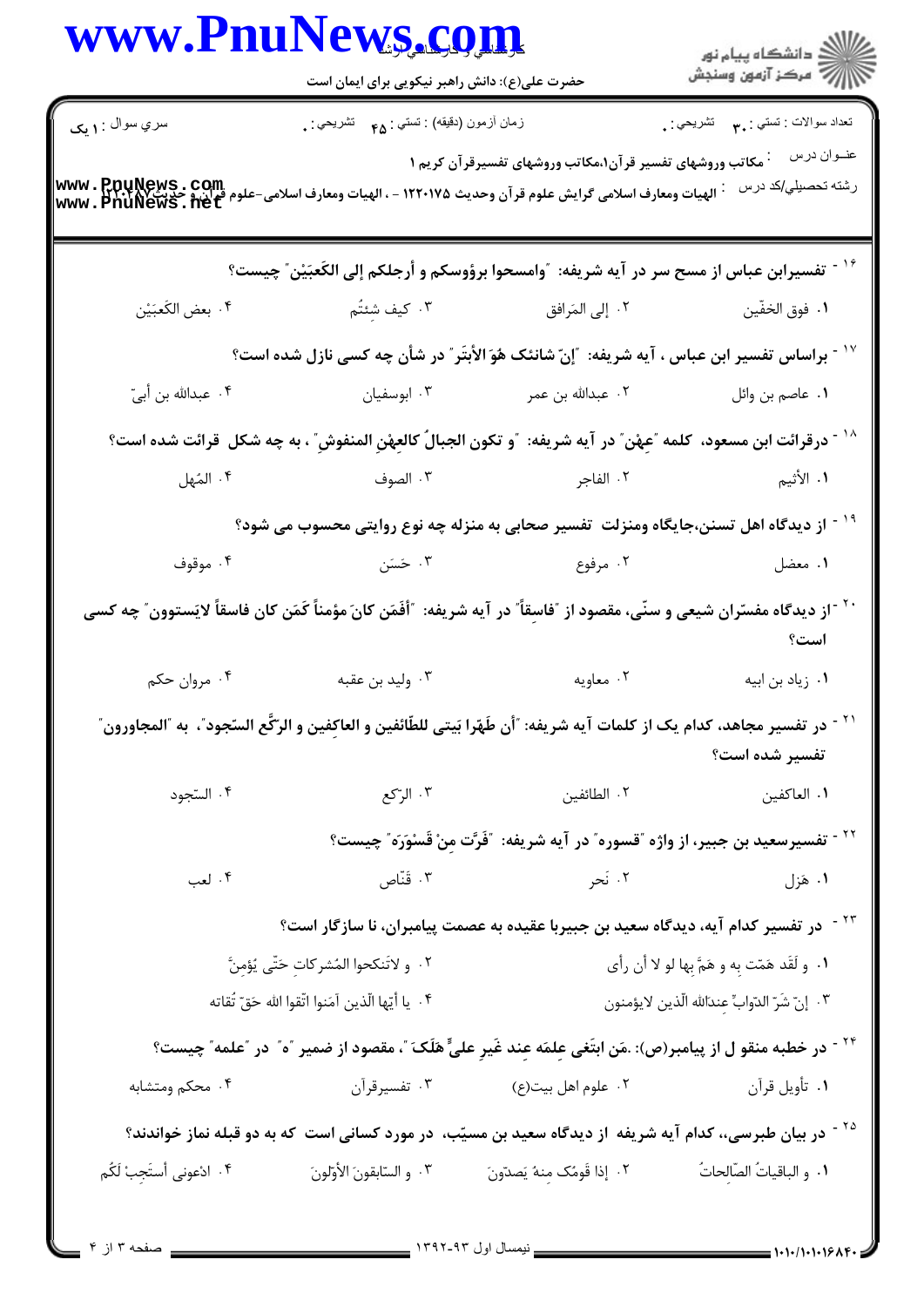سري سوال : ۱ یک | زمان آزمون (دقیقه) : تستی : ۴۵ تشریحی : ۰ | تعداد سوالات : تستی : ۳۰ تشریحی : ۰

عنوان درس : مکاتب وروشهای تفسیر قرآن۱،مکاتب وروشهای تفسیرقرآن کریم ۱

رشته تحصیلی/کد درس : الهیات ومعارف اسلامی گرایش علوم قرآن وحدیث ۱۲۲۰۱۷۵ - ، الهیات ومعارف اسلامی-علوم قرآن و حدیث ۱۲۲۰۲۸۷

۱۶ - تفسیرابن عباس از مسح سر در آیه شریفه: "وامسحوا برؤوسکم و أرجلکم إلی الکَعبَیْن" چیست؟

۱. فوق الخفّین
۲. إلی المَرافق
۳. کیف شِئتُم
۴. بعض الکَعبَیْن

۱۷ - براساس تفسیر ابن عباس ، آیه شریفه: "إنّ شانئک هُوَ الأبتَر" در شأن چه کسی نازل شده است؟

۱. عاصم بن وائل
۲. عبدالله بن عمر
۳. ابوسفیان
۴. عبدالله بن أبیّ

۱۸ - درقرائت ابن مسعود، کلمه "عِهْن" در آیه شریفه: "و تکون الجبالُ کالعِهْنِ المنفوشِ" ، به چه شکل قرائت شده است؟

۱. الأثیم
۲. الفاجر
۳. الصوف
۴. المَهل

۱۹ - از دیدگاه اهل تسنن،جایگاه ومنزلت تفسیر صحابی به منزله چه نوع روایتی محسوب می شود؟

۱. معضل
۲. مرفوع
۳. حَسَن
۴. موقوف

۲۰ - از دیدگاه مفسّران شیعی و سنّی، مقصود از "فاسِقاً" در آیه شریفه: "أفَمَن کانَ مؤمناً کَمَن کان فاسقاً لایَستوون" چه کسی است؟

۱. زیاد بن ابیه
۲. معاویه
۳. ولید بن عقبه
۴. مروان حکم

۲۱ - در تفسیر مجاهد، کدام یک از کلمات آیه شریفه: "أن طَهّرا بَیتی للطّائفین و العاکِفین و الرکّع السّجود"، به "المجاورون" تفسیر شده است؟

۱. العاکفین
۲. الطائفین
۳. الرّکع
۴. السّجود

۲۲ - تفسیرسعید بن جبیر، از واژه "قسوره" در آیه شریفه: "فَرَّت مِنْ قَسْوَرَه" چیست؟

۱. هَزل
۲. نَحر
۳. قنّاص
۴. لعب

۲۳ - در تفسیر کدام آیه، دیدگاه سعید بن جبیربا عقیده به عصمت پیامبران، نا سازگار است؟

۱. و لَقَد هَمّت به و هَمَّ بها لو لا أن رأی
۲. و لاتَنکحوا المُشرکاتِ حَتّی یُؤمِنَّ
۳. إنّ شَرّ الدّوابِّ عندالله الّذین لایؤمنون
۴. یا أیّها الّذین آمَنوا اتّقوا الله حَقّ تُقاته

۲۴ - در خطبه منقو ل از پیامبر(ص): .مَن ابتَغی عِلمَه عِند غَیرِ علیٍّ هَلَکَ"، مقصود از ضمیر "ه" در "علمه" چیست؟

۱. تأویل قرآن
۲. علوم اهل بیت(ع)
۳. تفسیرقرآن
۴. محکم ومتشابه

۲۵ - در بیان طبرسی،، کدام آیه شریفه از دیدگاه سعید بن مسیّب، در مورد کسانی است که به دو قبله نماز خواندند؟

۱. و الباقیاتُ الصّالحاتُ
۲. إذا قَومُک مِنهُ یَصدّونَ
۳. و السّابقونَ الأوّلونَ
۴. ادْعونی أستَجِبْ لَکُم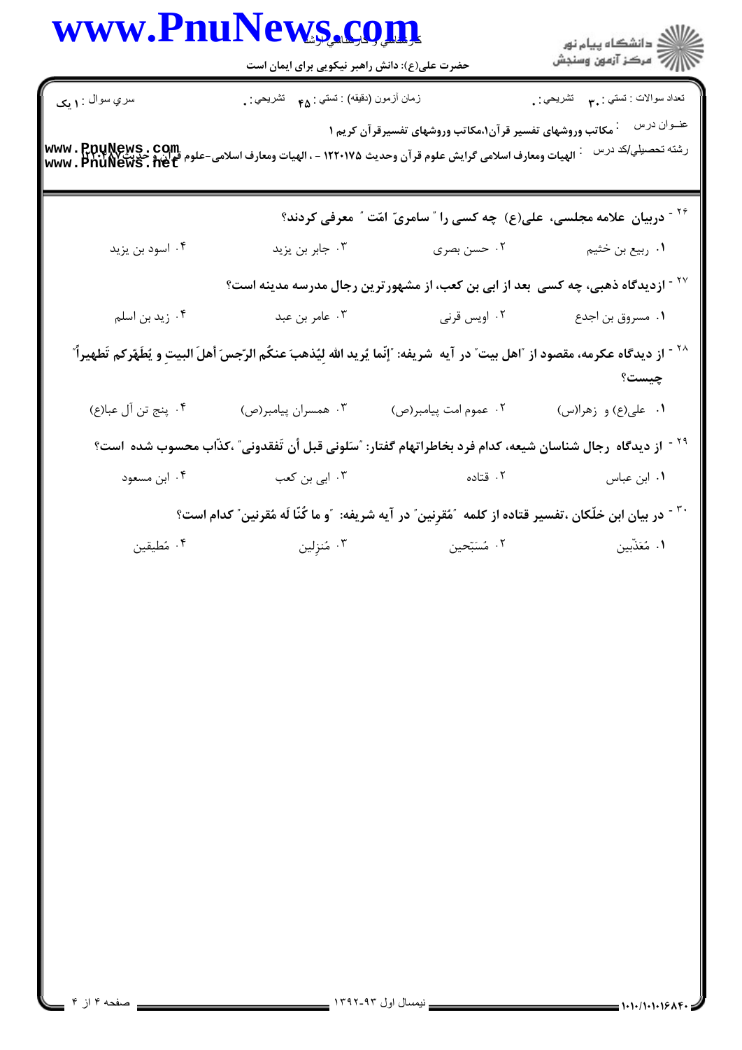۲۶ - دربیان علامه مجلسی، علی(ع) چه کسی را " سامریّ امّت " معرفی کردند؟

۱. ربیع بن خثیم
۲. حسن بصری
۳. جابر بن یزید
۴. اسود بن یزید

۲۷ - ازدیدگاه ذهبی، چه کسی بعد از ابی بن کعب، از مشهورترین رجال مدرسه مدینه است؟

۱. مسروق بن اجدع
۲. اویس قرنی
۳. عامر بن عبد
۴. زید بن اسلم

۲۸ - از دیدگاه عکرمه، مقصود از "اهل بیت" در آیه شریفه: "إنّما یُرید الله لِیُذهبَ عنکُم الرّجسَ أهلَ البیتِ و یُطَهّرکم تَطهیراً" چیست؟

۱. علی(ع) و زهرا(س)
۲. عموم امت پیامبر(ص)
۳. همسران پیامبر(ص)
۴. پنج تن آل عبا(ع)

۲۹ - از دیدگاه رجال شناسان شیعه، کدام فرد بخاطراتهام گفتار: "سَلونی قبل أن تَفقدونی" ،کذّاب محسوب شده است؟

۱. ابن عباس
۲. قتاده
۳. ابی بن کعب
۴. ابن مسعود

۳۰ - در بیان ابن خلّکان ،تفسیر قتاده از کلمه "مُقرِنین" در آیه شریفه: "و ما کُنّا لَه مُقرنین" کدام است؟

۱. مُعَذّبین
۲. مُسَبّحین
۳. مُنزِلین
۴. مُطیقین